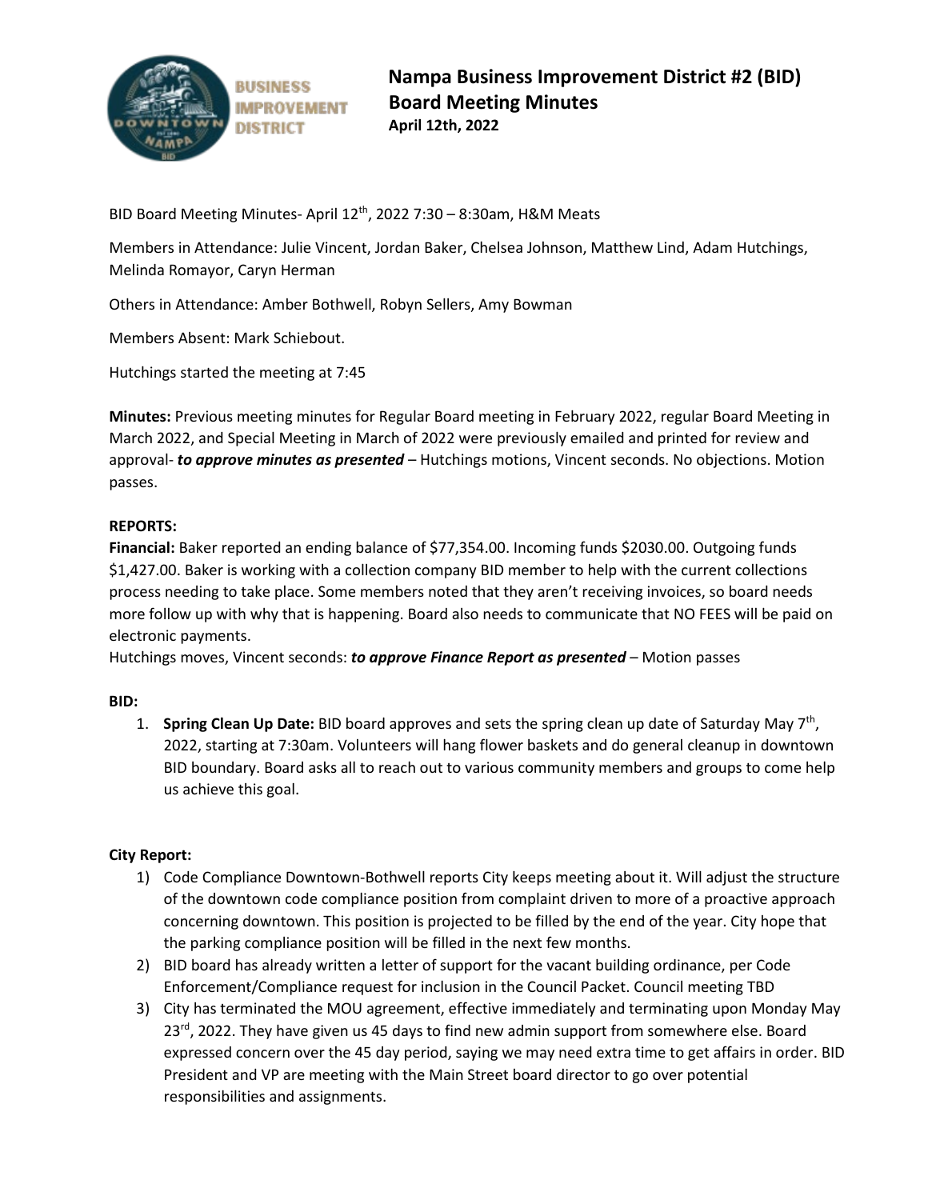# Nampa Business Improvement District #2 (BID) Board Meeting Minutes

**April 12th, 2022**

BID Board Meeting Minutes- April 12th, 2022 7:30 – 8:30am, H&M Meats

Members in Attendance: Julie Vincent, Jordan Baker, Chelsea Johnson, Matthew Lind, Adam Hutchings, Melinda Romayor, Caryn Herman

Others in Attendance: Amber Bothwell, Robyn Sellers, Amy Bowman

Members Absent: Mark Schiebout.

Hutchings started the meeting at 7:45

**Minutes:** Previous meeting minutes for Regular Board meeting in February 2022, regular Board Meeting in March 2022, and Special Meeting in March of 2022 were previously emailed and printed for review and approval- ***to approve minutes as presented*** – Hutchings motions, Vincent seconds. No objections. Motion passes.

**REPORTS:**

**Financial:** Baker reported an ending balance of $77,354.00. Incoming funds $2030.00. Outgoing funds $1,427.00. Baker is working with a collection company BID member to help with the current collections process needing to take place. Some members noted that they aren't receiving invoices, so board needs more follow up with why that is happening. Board also needs to communicate that NO FEES will be paid on electronic payments.

Hutchings moves, Vincent seconds: ***to approve Finance Report as presented*** – Motion passes

**BID:**

1. **Spring Clean Up Date:** BID board approves and sets the spring clean up date of Saturday May 7th, 2022, starting at 7:30am. Volunteers will hang flower baskets and do general cleanup in downtown BID boundary. Board asks all to reach out to various community members and groups to come help us achieve this goal.

**City Report:**

1) Code Compliance Downtown-Bothwell reports City keeps meeting about it. Will adjust the structure of the downtown code compliance position from complaint driven to more of a proactive approach concerning downtown. This position is projected to be filled by the end of the year. City hope that the parking compliance position will be filled in the next few months.
2) BID board has already written a letter of support for the vacant building ordinance, per Code Enforcement/Compliance request for inclusion in the Council Packet. Council meeting TBD
3) City has terminated the MOU agreement, effective immediately and terminating upon Monday May 23rd, 2022. They have given us 45 days to find new admin support from somewhere else. Board expressed concern over the 45 day period, saying we may need extra time to get affairs in order. BID President and VP are meeting with the Main Street board director to go over potential responsibilities and assignments.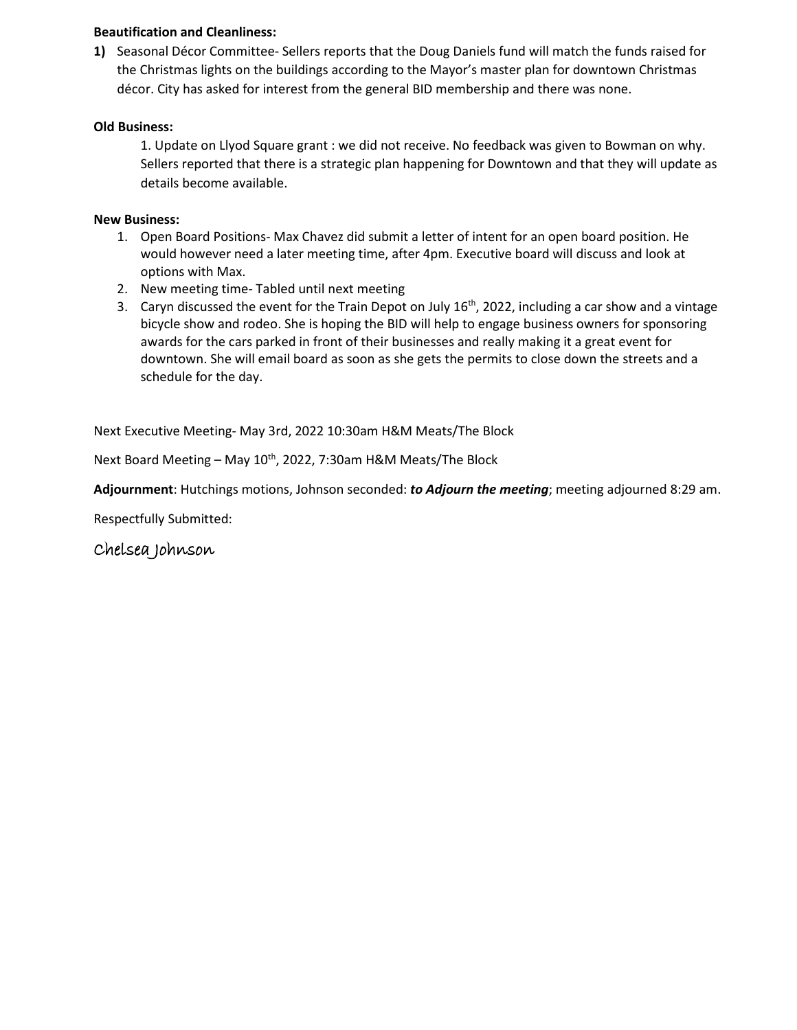**Beautification and Cleanliness:**

1) Seasonal Décor Committee- Sellers reports that the Doug Daniels fund will match the funds raised for the Christmas lights on the buildings according to the Mayor's master plan for downtown Christmas décor. City has asked for interest from the general BID membership and there was none.

**Old Business:**

1. Update on Llyod Square grant : we did not receive. No feedback was given to Bowman on why. Sellers reported that there is a strategic plan happening for Downtown and that they will update as details become available.

**New Business:**

1. Open Board Positions- Max Chavez did submit a letter of intent for an open board position. He would however need a later meeting time, after 4pm. Executive board will discuss and look at options with Max.
2. New meeting time- Tabled until next meeting
3. Caryn discussed the event for the Train Depot on July 16th, 2022, including a car show and a vintage bicycle show and rodeo. She is hoping the BID will help to engage business owners for sponsoring awards for the cars parked in front of their businesses and really making it a great event for downtown. She will email board as soon as she gets the permits to close down the streets and a schedule for the day.

Next Executive Meeting- May 3rd, 2022 10:30am H&M Meats/The Block

Next Board Meeting – May 10th, 2022, 7:30am H&M Meats/The Block

**Adjournment**: Hutchings motions, Johnson seconded: ***to Adjourn the meeting***; meeting adjourned 8:29 am.

Respectfully Submitted:

Chelsea Johnson